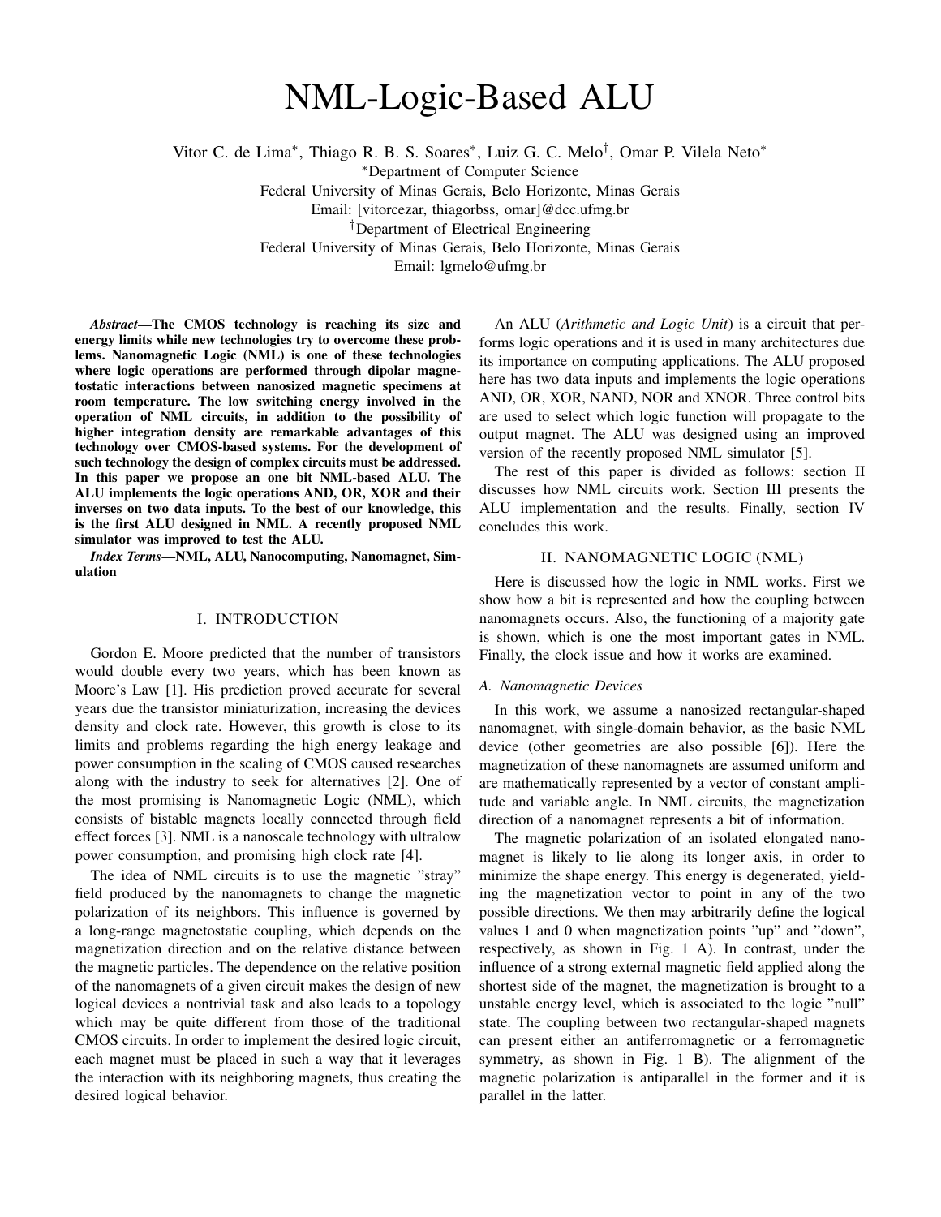# NML-Logic-Based ALU

Vitor C. de Lima[*], Thiago R. B. S. Soares[*], Luiz G. C. Melo[†], Omar P. Vilela Neto[*]

[*]Department of Computer Science
Federal University of Minas Gerais, Belo Horizonte, Minas Gerais
Email: [vitorcezar, thiagorbss, omar]@dcc.ufmg.br

[†]Department of Electrical Engineering
Federal University of Minas Gerais, Belo Horizonte, Minas Gerais
Email: lgmelo@ufmg.br

***Abstract*—The CMOS technology is reaching its size and energy limits while new technologies try to overcome these problems. Nanomagnetic Logic (NML) is one of these technologies where logic operations are performed through dipolar magnetostatic interactions between nanosized magnetic specimens at room temperature. The low switching energy involved in the operation of NML circuits, in addition to the possibility of higher integration density are remarkable advantages of this technology over CMOS-based systems. For the development of such technology the design of complex circuits must be addressed. In this paper we propose an one bit NML-based ALU. The ALU implements the logic operations AND, OR, XOR and their inverses on two data inputs. To the best of our knowledge, this is the first ALU designed in NML. A recently proposed NML simulator was improved to test the ALU.**

***Index Terms*—NML, ALU, Nanocomputing, Nanomagnet, Simulation**

## I. INTRODUCTION

Gordon E. Moore predicted that the number of transistors would double every two years, which has been known as Moore's Law [1]. His prediction proved accurate for several years due the transistor miniaturization, increasing the devices density and clock rate. However, this growth is close to its limits and problems regarding the high energy leakage and power consumption in the scaling of CMOS caused researches along with the industry to seek for alternatives [2]. One of the most promising is Nanomagnetic Logic (NML), which consists of bistable magnets locally connected through field effect forces [3]. NML is a nanoscale technology with ultralow power consumption, and promising high clock rate [4].

The idea of NML circuits is to use the magnetic "stray" field produced by the nanomagnets to change the magnetic polarization of its neighbors. This influence is governed by a long-range magnetostatic coupling, which depends on the magnetization direction and on the relative distance between the magnetic particles. The dependence on the relative position of the nanomagnets of a given circuit makes the design of new logical devices a nontrivial task and also leads to a topology which may be quite different from those of the traditional CMOS circuits. In order to implement the desired logic circuit, each magnet must be placed in such a way that it leverages the interaction with its neighboring magnets, thus creating the desired logical behavior.

An ALU (*Arithmetic and Logic Unit*) is a circuit that performs logic operations and it is used in many architectures due its importance on computing applications. The ALU proposed here has two data inputs and implements the logic operations AND, OR, XOR, NAND, NOR and XNOR. Three control bits are used to select which logic function will propagate to the output magnet. The ALU was designed using an improved version of the recently proposed NML simulator [5].

The rest of this paper is divided as follows: section II discusses how NML circuits work. Section III presents the ALU implementation and the results. Finally, section IV concludes this work.

## II. NANOMAGNETIC LOGIC (NML)

Here is discussed how the logic in NML works. First we show how a bit is represented and how the coupling between nanomagnets occurs. Also, the functioning of a majority gate is shown, which is one the most important gates in NML. Finally, the clock issue and how it works are examined.

### *A. Nanomagnetic Devices*

In this work, we assume a nanosized rectangular-shaped nanomagnet, with single-domain behavior, as the basic NML device (other geometries are also possible [6]). Here the magnetization of these nanomagnets are assumed uniform and are mathematically represented by a vector of constant amplitude and variable angle. In NML circuits, the magnetization direction of a nanomagnet represents a bit of information.

The magnetic polarization of an isolated elongated nanomagnet is likely to lie along its longer axis, in order to minimize the shape energy. This energy is degenerated, yielding the magnetization vector to point in any of the two possible directions. We then may arbitrarily define the logical values 1 and 0 when magnetization points "up" and "down", respectively, as shown in Fig. 1 A). In contrast, under the influence of a strong external magnetic field applied along the shortest side of the magnet, the magnetization is brought to a unstable energy level, which is associated to the logic "null" state. The coupling between two rectangular-shaped magnets can present either an antiferromagnetic or a ferromagnetic symmetry, as shown in Fig. 1 B). The alignment of the magnetic polarization is antiparallel in the former and it is parallel in the latter.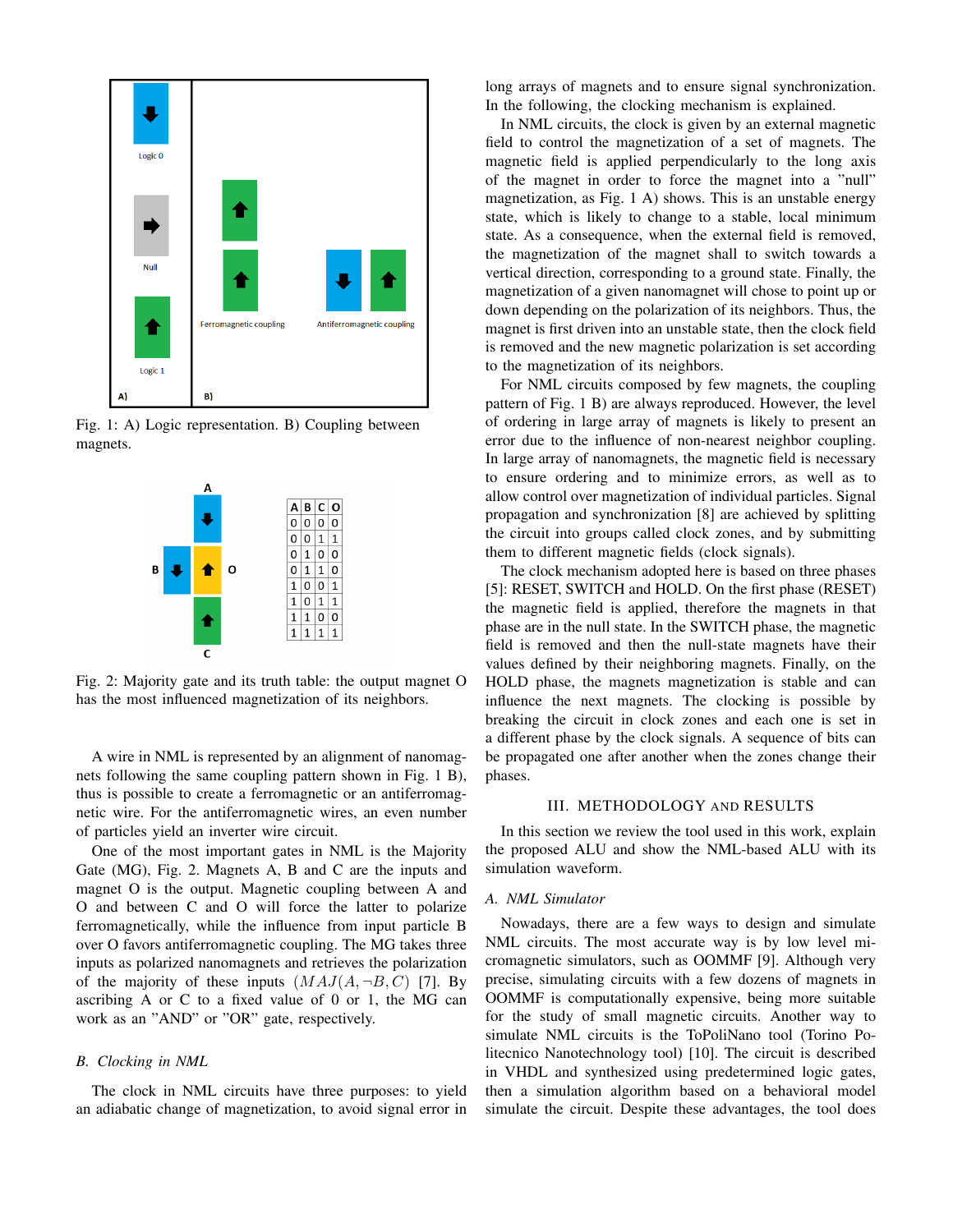Fig. 1: A) Logic representation. B) Coupling between magnets.

| A | B | C | O |
|---|---|---|---|
| 0 | 0 | 0 | 0 |
| 0 | 0 | 1 | 1 |
| 0 | 1 | 0 | 0 |
| 0 | 1 | 1 | 0 |
| 1 | 0 | 0 | 1 |
| 1 | 0 | 1 | 1 |
| 1 | 1 | 0 | 0 |
| 1 | 1 | 1 | 1 |

Fig. 2: Majority gate and its truth table: the output magnet O has the most influenced magnetization of its neighbors.

A wire in NML is represented by an alignment of nanomagnets following the same coupling pattern shown in Fig. 1 B), thus is possible to create a ferromagnetic or an antiferromagnetic wire. For the antiferromagnetic wires, an even number of particles yield an inverter wire circuit.

One of the most important gates in NML is the Majority Gate (MG), Fig. 2. Magnets A, B and C are the inputs and magnet O is the output. Magnetic coupling between A and O and between C and O will force the latter to polarize ferromagnetically, while the influence from input particle B over O favors antiferromagnetic coupling. The MG takes three inputs as polarized nanomagnets and retrieves the polarization of the majority of these inputs $(MAJ(A, \neg B, C)$ [7]. By ascribing A or C to a fixed value of 0 or 1, the MG can work as an "AND" or "OR" gate, respectively.

### B. Clocking in NML

The clock in NML circuits have three purposes: to yield an adiabatic change of magnetization, to avoid signal error in long arrays of magnets and to ensure signal synchronization. In the following, the clocking mechanism is explained.

In NML circuits, the clock is given by an external magnetic field to control the magnetization of a set of magnets. The magnetic field is applied perpendicularly to the long axis of the magnet in order to force the magnet into a "null" magnetization, as Fig. 1 A) shows. This is an unstable energy state, which is likely to change to a stable, local minimum state. As a consequence, when the external field is removed, the magnetization of the magnet shall to switch towards a vertical direction, corresponding to a ground state. Finally, the magnetization of a given nanomagnet will chose to point up or down depending on the polarization of its neighbors. Thus, the magnet is first driven into an unstable state, then the clock field is removed and the new magnetic polarization is set according to the magnetization of its neighbors.

For NML circuits composed by few magnets, the coupling pattern of Fig. 1 B) are always reproduced. However, the level of ordering in large array of magnets is likely to present an error due to the influence of non-nearest neighbor coupling. In large array of nanomagnets, the magnetic field is necessary to ensure ordering and to minimize errors, as well as to allow control over magnetization of individual particles. Signal propagation and synchronization [8] are achieved by splitting the circuit into groups called clock zones, and by submitting them to different magnetic fields (clock signals).

The clock mechanism adopted here is based on three phases [5]: RESET, SWITCH and HOLD. On the first phase (RESET) the magnetic field is applied, therefore the magnets in that phase are in the null state. In the SWITCH phase, the magnetic field is removed and then the null-state magnets have their values defined by their neighboring magnets. Finally, on the HOLD phase, the magnets magnetization is stable and can influence the next magnets. The clocking is possible by breaking the circuit in clock zones and each one is set in a different phase by the clock signals. A sequence of bits can be propagated one after another when the zones change their phases.

## III. Methodology and Results

In this section we review the tool used in this work, explain the proposed ALU and show the NML-based ALU with its simulation waveform.

### A. NML Simulator

Nowadays, there are a few ways to design and simulate NML circuits. The most accurate way is by low level micromagnetic simulators, such as OOMMF [9]. Although very precise, simulating circuits with a few dozens of magnets in OOMMF is computationally expensive, being more suitable for the study of small magnetic circuits. Another way to simulate NML circuits is the ToPoliNano tool (Torino Politecnico Nanotechnology tool) [10]. The circuit is described in VHDL and synthesized using predetermined logic gates, then a simulation algorithm based on a behavioral model simulate the circuit. Despite these advantages, the tool does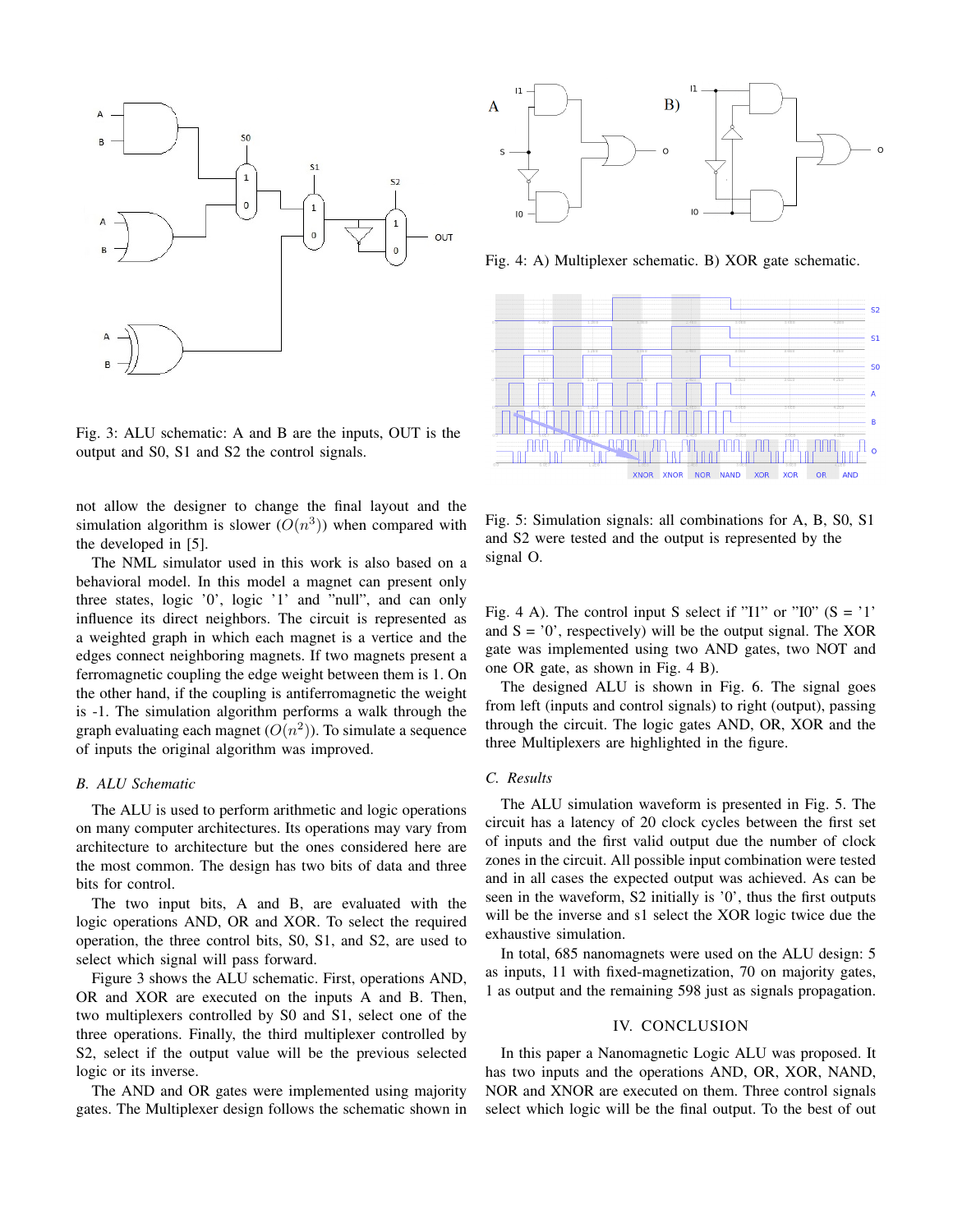Fig. 3: ALU schematic: A and B are the inputs, OUT is the output and S0, S1 and S2 the control signals.

not allow the designer to change the final layout and the simulation algorithm is slower ($O(n^3)$) when compared with the developed in [5].

The NML simulator used in this work is also based on a behavioral model. In this model a magnet can present only three states, logic '0', logic '1' and "null", and can only influence its direct neighbors. The circuit is represented as a weighted graph in which each magnet is a vertice and the edges connect neighboring magnets. If two magnets present a ferromagnetic coupling the edge weight between them is 1. On the other hand, if the coupling is antiferromagnetic the weight is -1. The simulation algorithm performs a walk through the graph evaluating each magnet ($O(n^2)$). To simulate a sequence of inputs the original algorithm was improved.

### B. ALU Schematic

The ALU is used to perform arithmetic and logic operations on many computer architectures. Its operations may vary from architecture to architecture but the ones considered here are the most common. The design has two bits of data and three bits for control.

The two input bits, A and B, are evaluated with the logic operations AND, OR and XOR. To select the required operation, the three control bits, S0, S1, and S2, are used to select which signal will pass forward.

Figure 3 shows the ALU schematic. First, operations AND, OR and XOR are executed on the inputs A and B. Then, two multiplexers controlled by S0 and S1, select one of the three operations. Finally, the third multiplexer controlled by S2, select if the output value will be the previous selected logic or its inverse.

The AND and OR gates were implemented using majority gates. The Multiplexer design follows the schematic shown in Fig. 4 A). The control input S select if "I1" or "I0" (S = '1' and S = '0', respectively) will be the output signal. The XOR gate was implemented using two AND gates, two NOT and one OR gate, as shown in Fig. 4 B).

Fig. 4: A) Multiplexer schematic. B) XOR gate schematic.

Fig. 5: Simulation signals: all combinations for A, B, S0, S1 and S2 were tested and the output is represented by the signal O.

The designed ALU is shown in Fig. 6. The signal goes from left (inputs and control signals) to right (output), passing through the circuit. The logic gates AND, OR, XOR and the three Multiplexers are highlighted in the figure.

### C. Results

The ALU simulation waveform is presented in Fig. 5. The circuit has a latency of 20 clock cycles between the first set of inputs and the first valid output due the number of clock zones in the circuit. All possible input combination were tested and in all cases the expected output was achieved. As can be seen in the waveform, S2 initially is '0', thus the first outputs will be the inverse and s1 select the XOR logic twice due the exhaustive simulation.

In total, 685 nanomagnets were used on the ALU design: 5 as inputs, 11 with fixed-magnetization, 70 on majority gates, 1 as output and the remaining 598 just as signals propagation.

## IV. CONCLUSION

In this paper a Nanomagnetic Logic ALU was proposed. It has two inputs and the operations AND, OR, XOR, NAND, NOR and XNOR are executed on them. Three control signals select which logic will be the final output. To the best of out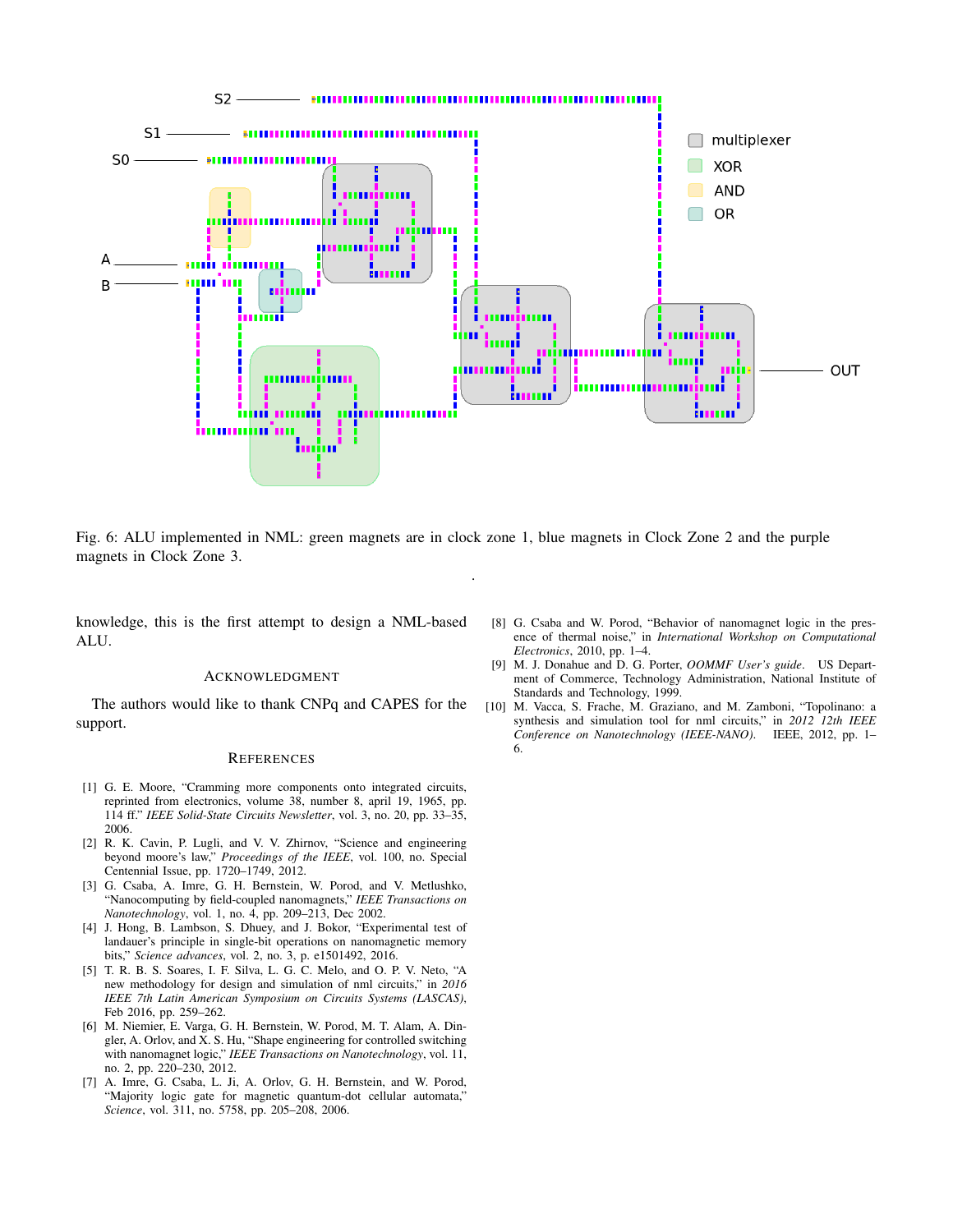S2

S1

S0

A

B

multiplexer

XOR

AND

OR

OUT

Fig. 6: ALU implemented in NML: green magnets are in clock zone 1, blue magnets in Clock Zone 2 and the purple magnets in Clock Zone 3.

knowledge, this is the first attempt to design a NML-based ALU.

## ACKNOWLEDGMENT

The authors would like to thank CNPq and CAPES for the support.

## REFERENCES

[1] G. E. Moore, "Cramming more components onto integrated circuits, reprinted from electronics, volume 38, number 8, april 19, 1965, pp. 114 ff." *IEEE Solid-State Circuits Newsletter*, vol. 3, no. 20, pp. 33–35, 2006.

[2] R. K. Cavin, P. Lugli, and V. V. Zhirnov, "Science and engineering beyond moore's law," *Proceedings of the IEEE*, vol. 100, no. Special Centennial Issue, pp. 1720–1749, 2012.

[3] G. Csaba, A. Imre, G. H. Bernstein, W. Porod, and V. Metlushko, "Nanocomputing by field-coupled nanomagnets," *IEEE Transactions on Nanotechnology*, vol. 1, no. 4, pp. 209–213, Dec 2002.

[4] J. Hong, B. Lambson, S. Dhuey, and J. Bokor, "Experimental test of landauer's principle in single-bit operations on nanomagnetic memory bits," *Science advances*, vol. 2, no. 3, p. e1501492, 2016.

[5] T. R. B. S. Soares, I. F. Silva, L. G. C. Melo, and O. P. V. Neto, "A new methodology for design and simulation of nml circuits," in *2016 IEEE 7th Latin American Symposium on Circuits Systems (LASCAS)*, Feb 2016, pp. 259–262.

[6] M. Niemier, E. Varga, G. H. Bernstein, W. Porod, M. T. Alam, A. Dingler, A. Orlov, and X. S. Hu, "Shape engineering for controlled switching with nanomagnet logic," *IEEE Transactions on Nanotechnology*, vol. 11, no. 2, pp. 220–230, 2012.

[7] A. Imre, G. Csaba, L. Ji, A. Orlov, G. H. Bernstein, and W. Porod, "Majority logic gate for magnetic quantum-dot cellular automata," *Science*, vol. 311, no. 5758, pp. 205–208, 2006.

[8] G. Csaba and W. Porod, "Behavior of nanomagnet logic in the presence of thermal noise," in *International Workshop on Computational Electronics*, 2010, pp. 1–4.

[9] M. J. Donahue and D. G. Porter, *OOMMF User's guide*. US Department of Commerce, Technology Administration, National Institute of Standards and Technology, 1999.

[10] M. Vacca, S. Frache, M. Graziano, and M. Zamboni, "Topolinano: a synthesis and simulation tool for nml circuits," in *2012 12th IEEE Conference on Nanotechnology (IEEE-NANO)*. IEEE, 2012, pp. 1–6.